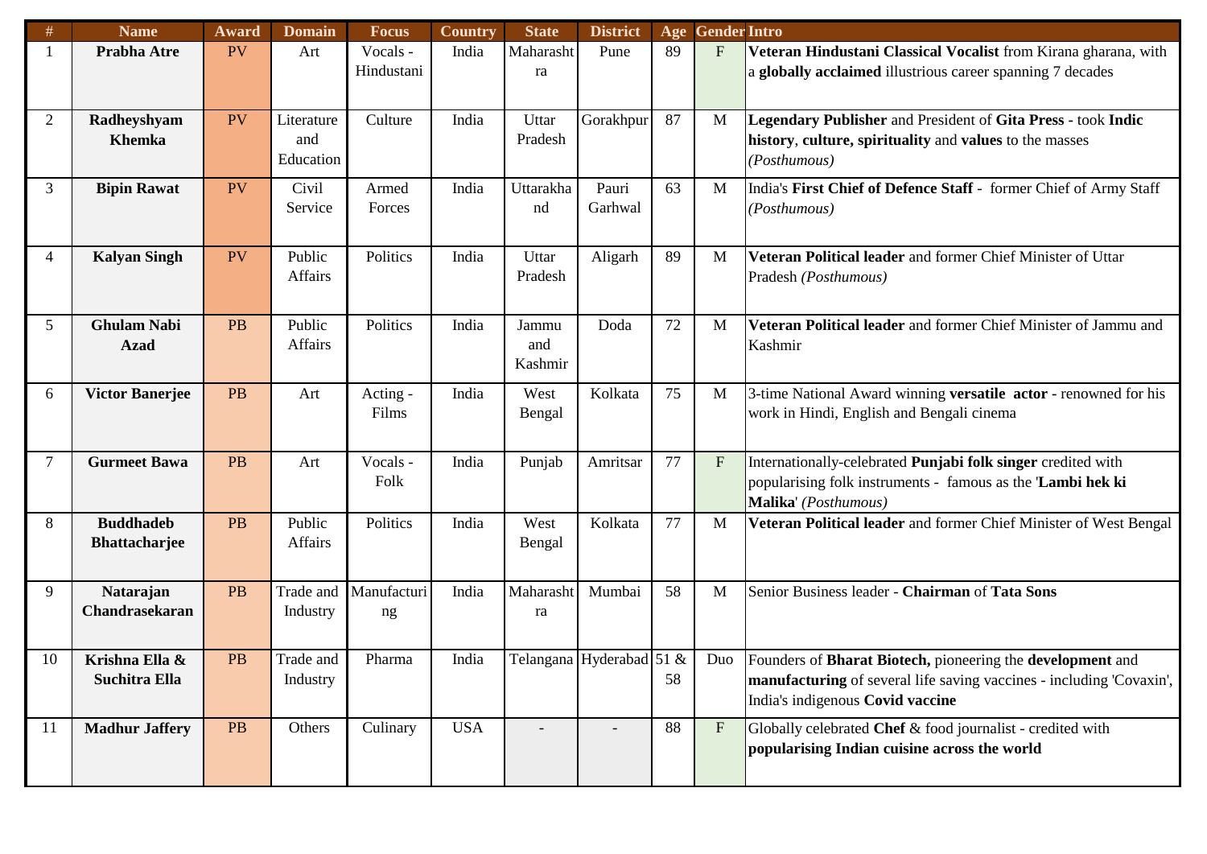| # | Name | Award | Domain | Focus | Country | State | District | Age | Gender | Intro |
|---|---|---|---|---|---|---|---|---|---|---|
| 1 | **Prabha Atre** | PV | Art | Vocals - Hindustani | India | Maharashtra | Pune | 89 | F | **Veteran Hindustani Classical Vocalist** from Kirana gharana, with a **globally acclaimed** illustrious career spanning 7 decades |
| 2 | **Radheyshyam Khemka** | PV | Literature and Education | Culture | India | Uttar Pradesh | Gorakhpur | 87 | M | **Legendary Publisher** and President of **Gita Press** - took **Indic history**, **culture, spirituality** and **values** to the masses *(Posthumous)* |
| 3 | **Bipin Rawat** | PV | Civil Service | Armed Forces | India | Uttarakhand | Pauri Garhwal | 63 | M | India's **First Chief of Defence Staff** - former Chief of Army Staff *(Posthumous)* |
| 4 | **Kalyan Singh** | PV | Public Affairs | Politics | India | Uttar Pradesh | Aligarh | 89 | M | **Veteran Political leader** and former Chief Minister of Uttar Pradesh *(Posthumous)* |
| 5 | **Ghulam Nabi Azad** | PB | Public Affairs | Politics | India | Jammu and Kashmir | Doda | 72 | M | **Veteran Political leader** and former Chief Minister of Jammu and Kashmir |
| 6 | **Victor Banerjee** | PB | Art | Acting - Films | India | West Bengal | Kolkata | 75 | M | 3-time National Award winning **versatile actor -** renowned for his work in Hindi, English and Bengali cinema |
| 7 | **Gurmeet Bawa** | PB | Art | Vocals - Folk | India | Punjab | Amritsar | 77 | F | Internationally-celebrated **Punjabi folk singer** credited with popularising folk instruments - famous as the '**Lambi hek ki Malika**' *(Posthumous)* |
| 8 | **Buddhadeb Bhattacharjee** | PB | Public Affairs | Politics | India | West Bengal | Kolkata | 77 | M | **Veteran Political leader** and former Chief Minister of West Bengal |
| 9 | **Natarajan Chandrasekaran** | PB | Trade and Industry | Manufacturing | India | Maharashtra | Mumbai | 58 | M | Senior Business leader - **Chairman** of **Tata Sons** |
| 10 | **Krishna Ella & Suchitra Ella** | PB | Trade and Industry | Pharma | India | Telangana | Hyderabad | 51 & 58 | Duo | Founders of **Bharat Biotech,** pioneering the **development** and **manufacturing** of several life saving vaccines - including 'Covaxin', India's indigenous **Covid vaccine** |
| 11 | **Madhur Jaffery** | PB | Others | Culinary | USA | - | - | 88 | F | Globally celebrated **Chef** & food journalist - credited with **popularising Indian cuisine across the world** |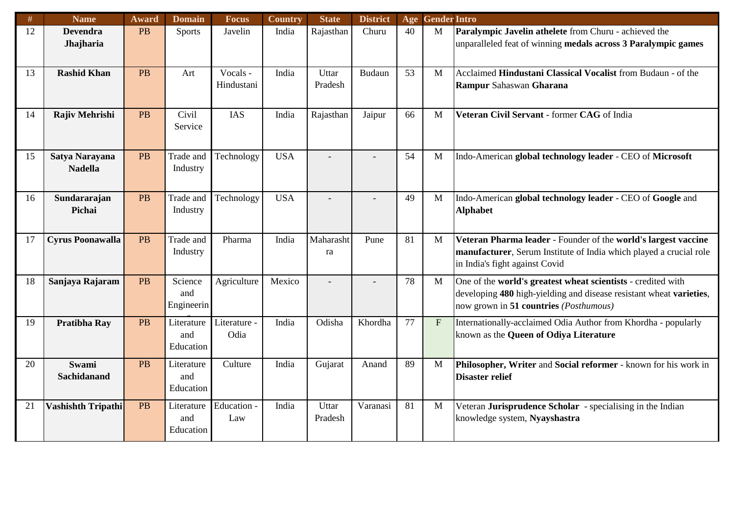| # | Name | Award | Domain | Focus | Country | State | District | Age | Gender | Intro |
|---|---|---|---|---|---|---|---|---|---|---|
| 12 | **Devendra Jhajharia** | PB | Sports | Javelin | India | Rajasthan | Churu | 40 | M | **Paralympic Javelin athelete** from Churu - achieved the unparalleled feat of winning **medals across 3 Paralympic games** |
| 13 | **Rashid Khan** | PB | Art | Vocals - Hindustani | India | Uttar Pradesh | Budaun | 53 | M | Acclaimed **Hindustani Classical Vocalist** from Budaun - of the **Rampur** Sahaswan **Gharana** |
| 14 | **Rajiv Mehrishi** | PB | Civil Service | IAS | India | Rajasthan | Jaipur | 66 | M | **Veteran Civil Servant** - former **CAG** of India |
| 15 | **Satya Narayana Nadella** | PB | Trade and Industry | Technology | USA | - | - | 54 | M | Indo-American **global technology leader** - CEO of **Microsoft** |
| 16 | **Sundararajan Pichai** | PB | Trade and Industry | Technology | USA | - | - | 49 | M | Indo-American **global technology leader** - CEO of **Google** and **Alphabet** |
| 17 | **Cyrus Poonawalla** | PB | Trade and Industry | Pharma | India | Maharashtra | Pune | 81 | M | **Veteran Pharma leader** - Founder of the **world's largest vaccine manufacturer**, Serum Institute of India which played a crucial role in India's fight against Covid |
| 18 | **Sanjaya Rajaram** | PB | Science and Engineering | Agriculture | Mexico | - | - | 78 | M | One of the **world's greatest wheat scientists** - credited with developing **480** high-yielding and disease resistant wheat **varieties**, now grown in **51 countries** *(Posthumous)* |
| 19 | **Pratibha Ray** | PB | Literature and Education | Literature - Odia | India | Odisha | Khordha | 77 | F | Internationally-acclaimed Odia Author from Khordha - popularly known as the **Queen of Odiya Literature** |
| 20 | **Swami Sachidanand** | PB | Literature and Education | Culture | India | Gujarat | Anand | 89 | M | **Philosopher, Writer** and **Social reformer** - known for his work in **Disaster relief** |
| 21 | **Vashishth Tripathi** | PB | Literature and Education | Education - Law | India | Uttar Pradesh | Varanasi | 81 | M | Veteran **Jurisprudence Scholar** - specialising in the Indian knowledge system, **Nyayshastra** |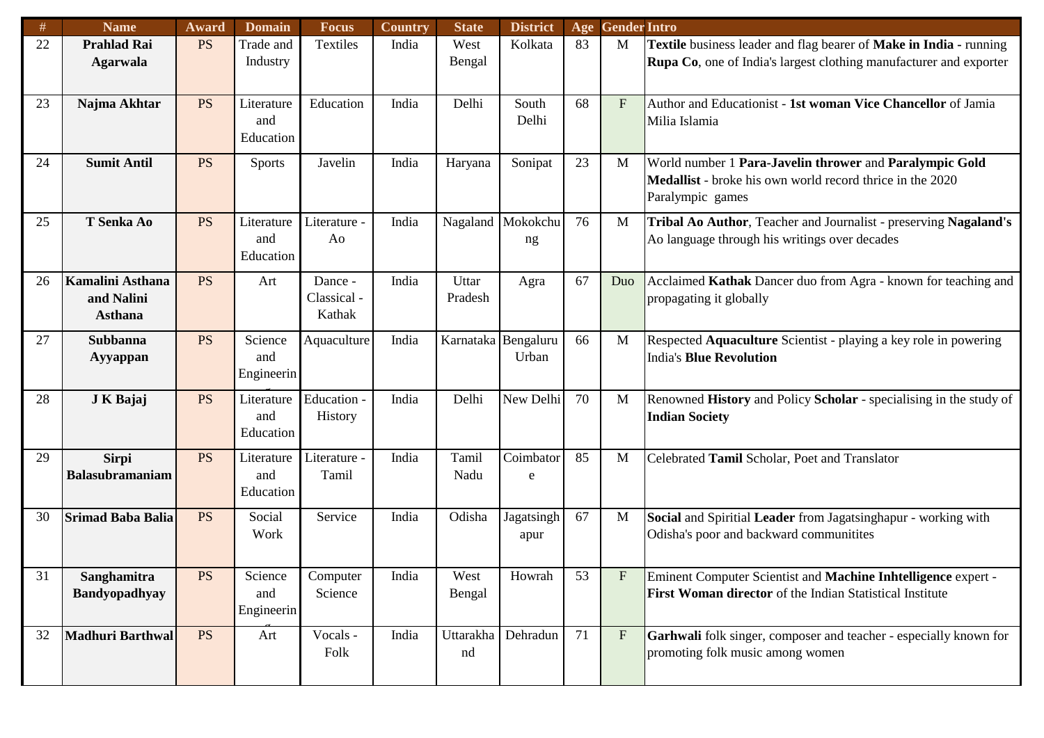| # | Name | Award | Domain | Focus | Country | State | District | Age | Gender | Intro |
|---|---|---|---|---|---|---|---|---|---|---|
| 22 | **Prahlad Rai Agarwala** | PS | Trade and Industry | Textiles | India | West Bengal | Kolkata | 83 | M | **Textile** business leader and flag bearer of **Make in India** - running **Rupa Co**, one of India's largest clothing manufacturer and exporter |
| 23 | **Najma Akhtar** | PS | Literature and Education | Education | India | Delhi | South Delhi | 68 | F | Author and Educationist - **1st woman Vice Chancellor** of Jamia Milia Islamia |
| 24 | **Sumit Antil** | PS | Sports | Javelin | India | Haryana | Sonipat | 23 | M | World number 1 **Para-Javelin thrower** and **Paralympic Gold Medallist** - broke his own world record thrice in the 2020 Paralympic games |
| 25 | **T Senka Ao** | PS | Literature and Education | Literature - Ao | India | Nagaland | Mokokchung | 76 | M | **Tribal Ao Author**, Teacher and Journalist - preserving **Nagaland's** Ao language through his writings over decades |
| 26 | **Kamalini Asthana and Nalini Asthana** | PS | Art | Dance - Classical - Kathak | India | Uttar Pradesh | Agra | 67 | Duo | Acclaimed **Kathak** Dancer duo from Agra - known for teaching and propagating it globally |
| 27 | **Subbanna Ayyappan** | PS | Science and Engineering | Aquaculture | India | Karnataka | Bengaluru Urban | 66 | M | Respected **Aquaculture** Scientist - playing a key role in powering India's **Blue Revolution** |
| 28 | **J K Bajaj** | PS | Literature and Education | Education - History | India | Delhi | New Delhi | 70 | M | Renowned **History** and Policy **Scholar** - specialising in the study of **Indian Society** |
| 29 | **Sirpi Balasubramaniam** | PS | Literature and Education | Literature - Tamil | India | Tamil Nadu | Coimbatore | 85 | M | Celebrated **Tamil** Scholar, Poet and Translator |
| 30 | **Srimad Baba Balia** | PS | Social Work | Service | India | Odisha | Jagatsinghapur | 67 | M | **Social** and Spiritial **Leader** from Jagatsinghapur - working with Odisha's poor and backward communitites |
| 31 | **Sanghamitra Bandyopadhyay** | PS | Science and Engineering | Computer Science | India | West Bengal | Howrah | 53 | F | Eminent Computer Scientist and **Machine Inhtelligence** expert - **First Woman director** of the Indian Statistical Institute |
| 32 | **Madhuri Barthwal** | PS | Art | Vocals - Folk | India | Uttarakhand | Dehradun | 71 | F | **Garhwali** folk singer, composer and teacher - especially known for promoting folk music among women |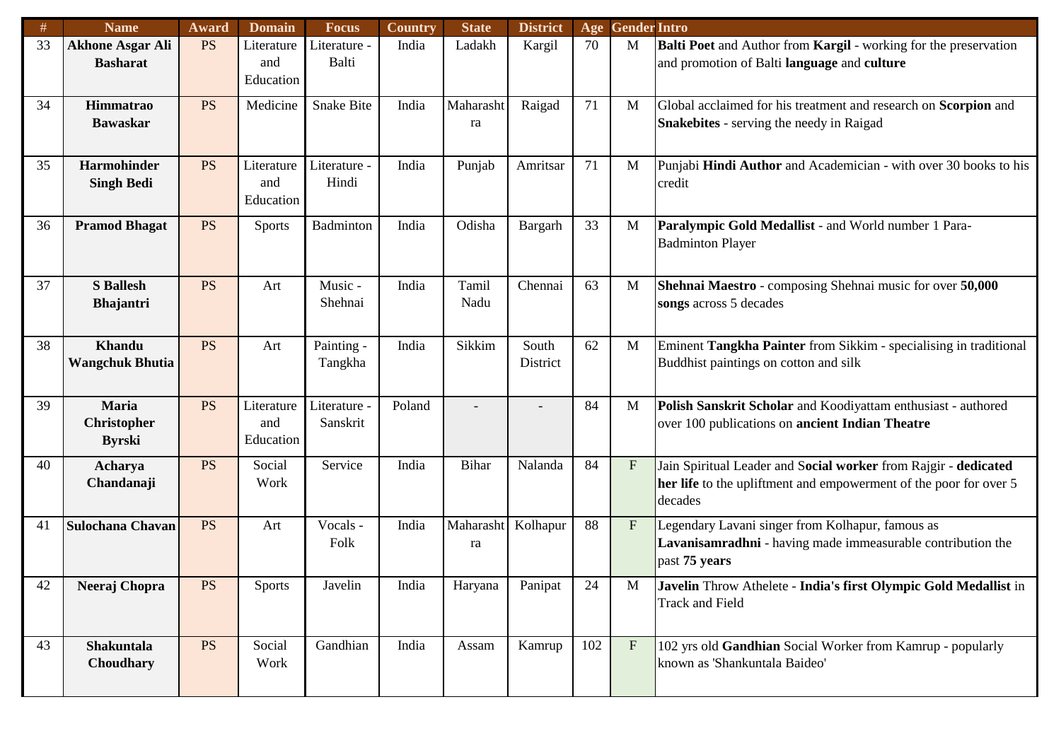| # | Name | Award | Domain | Focus | Country | State | District | Age | Gender | Intro |
|---|---|---|---|---|---|---|---|---|---|---|
| 33 | **Akhone Asgar Ali Basharat** | PS | Literature and Education | Literature - Balti | India | Ladakh | Kargil | 70 | M | **Balti Poet** and Author from **Kargil** - working for the preservation and promotion of Balti **language** and **culture** |
| 34 | **Himmatrao Bawaskar** | PS | Medicine | Snake Bite | India | Maharashtra | Raigad | 71 | M | Global acclaimed for his treatment and research on **Scorpion** and **Snakebites** - serving the needy in Raigad |
| 35 | **Harmohinder Singh Bedi** | PS | Literature and Education | Literature - Hindi | India | Punjab | Amritsar | 71 | M | Punjabi **Hindi Author** and Academician - with over 30 books to his credit |
| 36 | **Pramod Bhagat** | PS | Sports | Badminton | India | Odisha | Bargarh | 33 | M | **Paralympic Gold Medallist** - and World number 1 Para-Badminton Player |
| 37 | **S Ballesh Bhajantri** | PS | Art | Music - Shehnai | India | Tamil Nadu | Chennai | 63 | M | **Shehnai Maestro** - composing Shehnai music for over **50,000 songs** across 5 decades |
| 38 | **Khandu Wangchuk Bhutia** | PS | Art | Painting - Tangkha | India | Sikkim | South District | 62 | M | Eminent **Tangkha Painter** from Sikkim - specialising in traditional Buddhist paintings on cotton and silk |
| 39 | **Maria Christopher Byrski** | PS | Literature and Education | Literature - Sanskrit | Poland | - | - | 84 | M | **Polish Sanskrit Scholar** and Koodiyattam enthusiast - authored over 100 publications on **ancient Indian Theatre** |
| 40 | **Acharya Chandanaji** | PS | Social Work | Service | India | Bihar | Nalanda | 84 | F | Jain Spiritual Leader and S**ocial worker** from Rajgir - **dedicated her life** to the upliftment and empowerment of the poor for over 5 decades |
| 41 | **Sulochana Chavan** | PS | Art | Vocals - Folk | India | Maharashtra | Kolhapur | 88 | F | Legendary Lavani singer from Kolhapur, famous as **Lavanisamradhni** - having made immeasurable contribution the past **75 years** |
| 42 | **Neeraj Chopra** | PS | Sports | Javelin | India | Haryana | Panipat | 24 | M | **Javelin** Throw Athelete - **India's first Olympic Gold Medallist** in Track and Field |
| 43 | **Shakuntala Choudhary** | PS | Social Work | Gandhian | India | Assam | Kamrup | 102 | F | 102 yrs old **Gandhian** Social Worker from Kamrup - popularly known as 'Shankuntala Baideo' |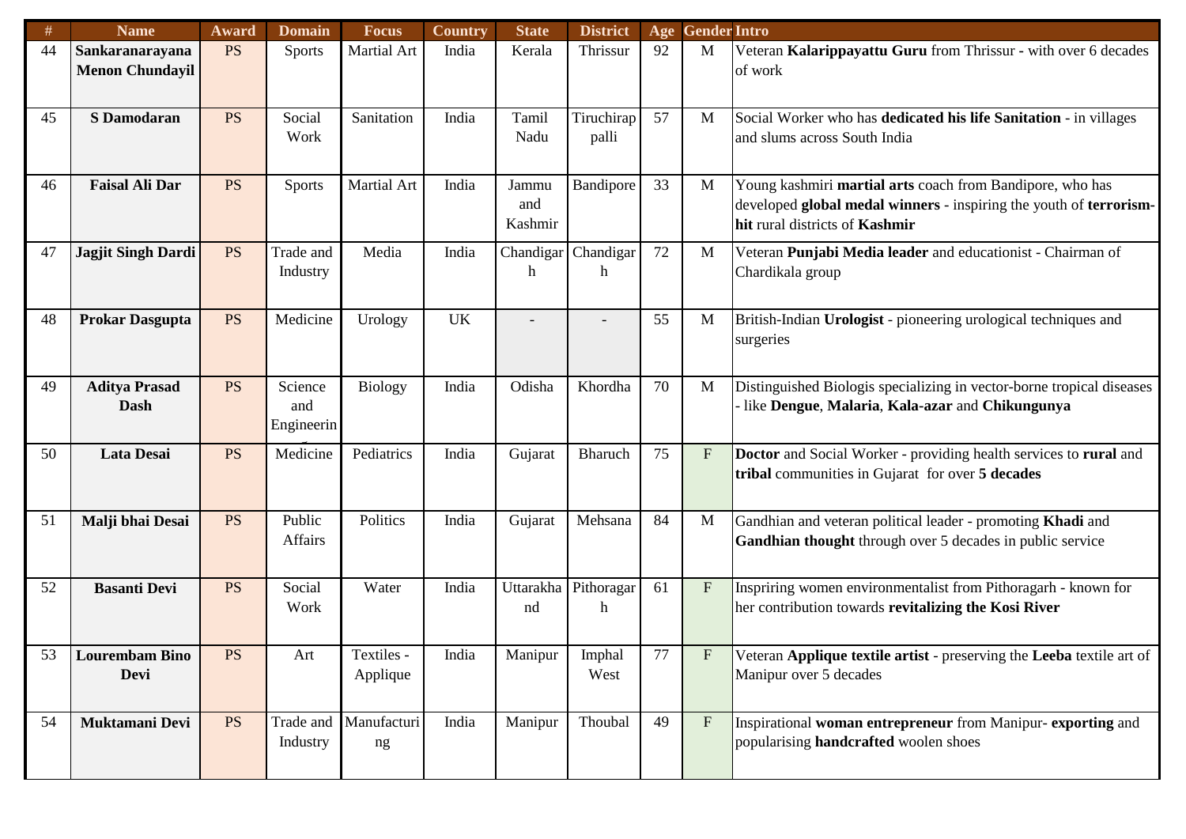| # | Name | Award | Domain | Focus | Country | State | District | Age | Gender | Intro |
|---|---|---|---|---|---|---|---|---|---|---|
| 44 | **Sankaranarayana Menon Chundayil** | PS | Sports | Martial Art | India | Kerala | Thrissur | 92 | M | Veteran **Kalarippayattu Guru** from Thrissur - with over 6 decades of work |
| 45 | **S Damodaran** | PS | Social Work | Sanitation | India | Tamil Nadu | Tiruchirappalli | 57 | M | Social Worker who has **dedicated his life Sanitation** - in villages and slums across South India |
| 46 | **Faisal Ali Dar** | PS | Sports | Martial Art | India | Jammu and Kashmir | Bandipore | 33 | M | Young kashmiri **martial arts** coach from Bandipore, who has developed **global medal winners** - inspiring the youth of **terrorism-hit** rural districts of **Kashmir** |
| 47 | **Jagjit Singh Dardi** | PS | Trade and Industry | Media | India | Chandigarh | Chandigarh | 72 | M | Veteran **Punjabi Media leader** and educationist - Chairman of Chardikala group |
| 48 | **Prokar Dasgupta** | PS | Medicine | Urology | UK | - | - | 55 | M | British-Indian **Urologist** - pioneering urological techniques and surgeries |
| 49 | **Aditya Prasad Dash** | PS | Science and Engineering | Biology | India | Odisha | Khordha | 70 | M | Distinguished Biologis specializing in vector-borne tropical diseases - like **Dengue**, **Malaria**, **Kala-azar** and **Chikungunya** |
| 50 | **Lata Desai** | PS | Medicine | Pediatrics | India | Gujarat | Bharuch | 75 | F | **Doctor** and Social Worker - providing health services to **rural** and **tribal** communities in Gujarat for over **5 decades** |
| 51 | **Malji bhai Desai** | PS | Public Affairs | Politics | India | Gujarat | Mehsana | 84 | M | Gandhian and veteran political leader - promoting **Khadi** and **Gandhian thought** through over 5 decades in public service |
| 52 | **Basanti Devi** | PS | Social Work | Water | India | Uttarakhand | Pithoragarh | 61 | F | Inspriring women environmentalist from Pithoragarh - known for her contribution towards **revitalizing the Kosi River** |
| 53 | **Lourembam Bino Devi** | PS | Art | Textiles - Applique | India | Manipur | Imphal West | 77 | F | Veteran **Applique textile artist** - preserving the **Leeba** textile art of Manipur over 5 decades |
| 54 | **Muktamani Devi** | PS | Trade and Industry | Manufacturing | India | Manipur | Thoubal | 49 | F | Inspirational **woman entrepreneur** from Manipur- **exporting** and popularising **handcrafted** woolen shoes |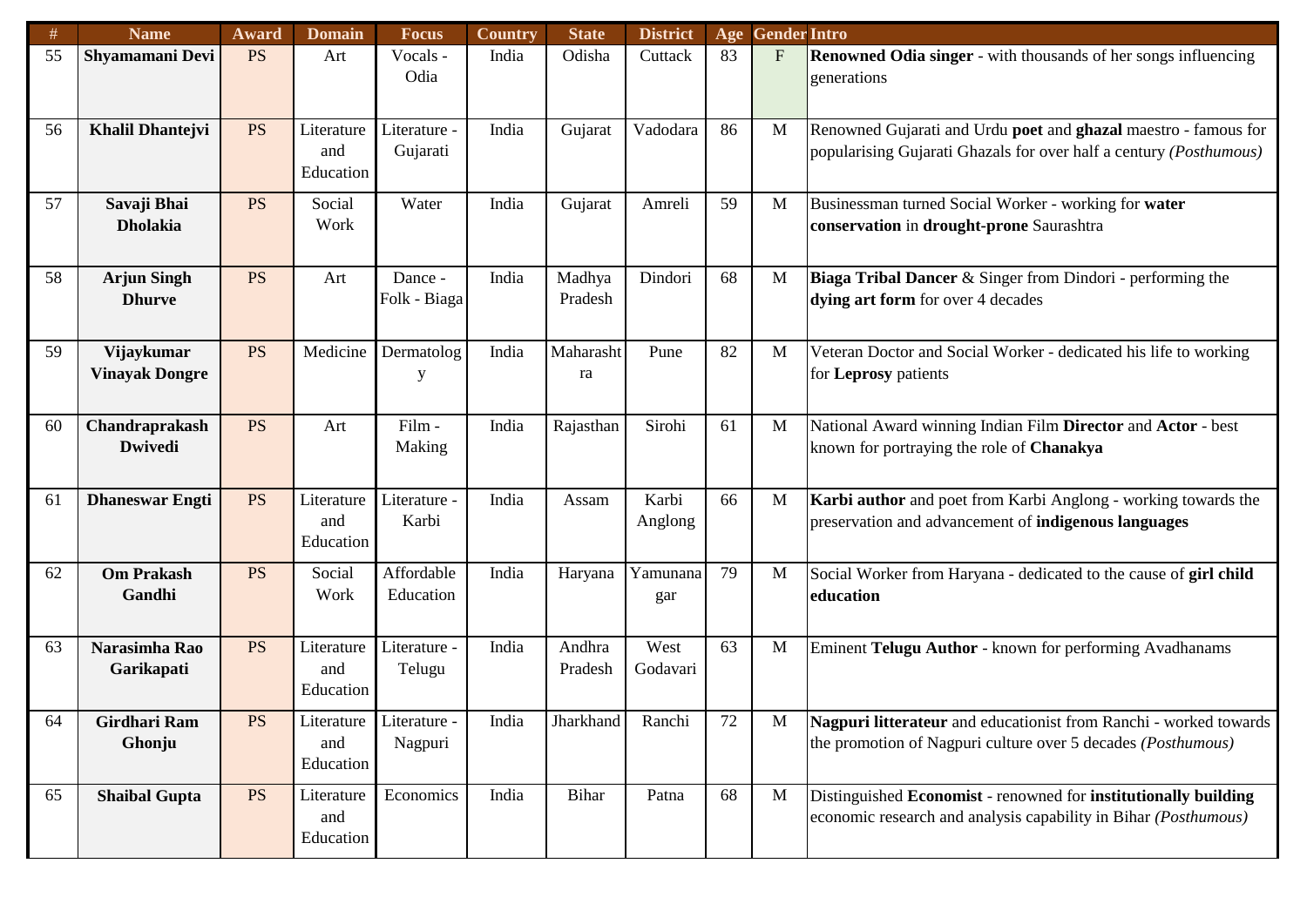| # | Name | Award | Domain | Focus | Country | State | District | Age | Gender | Intro |
|---|---|---|---|---|---|---|---|---|---|---|
| 55 | **Shyamamani Devi** | PS | Art | Vocals - Odia | India | Odisha | Cuttack | 83 | F | **Renowned Odia singer** - with thousands of her songs influencing generations |
| 56 | **Khalil Dhantejvi** | PS | Literature and Education | Literature - Gujarati | India | Gujarat | Vadodara | 86 | M | Renowned Gujarati and Urdu **poet** and **ghazal** maestro - famous for popularising Gujarati Ghazals for over half a century *(Posthumous)* |
| 57 | **Savaji Bhai Dholakia** | PS | Social Work | Water | India | Gujarat | Amreli | 59 | M | Businessman turned Social Worker - working for **water conservation** in **drought-prone** Saurashtra |
| 58 | **Arjun Singh Dhurve** | PS | Art | Dance - Folk - Biaga | India | Madhya Pradesh | Dindori | 68 | M | **Biaga Tribal Dancer** & Singer from Dindori - performing the **dying art form** for over 4 decades |
| 59 | **Vijaykumar Vinayak Dongre** | PS | Medicine | Dermatology | India | Maharashtra | Pune | 82 | M | Veteran Doctor and Social Worker - dedicated his life to working for **Leprosy** patients |
| 60 | **Chandraprakash Dwivedi** | PS | Art | Film - Making | India | Rajasthan | Sirohi | 61 | M | National Award winning Indian Film **Director** and **Actor** - best known for portraying the role of **Chanakya** |
| 61 | **Dhaneswar Engti** | PS | Literature and Education | Literature - Karbi | India | Assam | Karbi Anglong | 66 | M | **Karbi author** and poet from Karbi Anglong - working towards the preservation and advancement of **indigenous languages** |
| 62 | **Om Prakash Gandhi** | PS | Social Work | Affordable Education | India | Haryana | Yamunanagar | 79 | M | Social Worker from Haryana - dedicated to the cause of **girl child education** |
| 63 | **Narasimha Rao Garikapati** | PS | Literature and Education | Literature - Telugu | India | Andhra Pradesh | West Godavari | 63 | M | Eminent **Telugu Author** - known for performing Avadhanams |
| 64 | **Girdhari Ram Ghonju** | PS | Literature and Education | Literature - Nagpuri | India | Jharkhand | Ranchi | 72 | M | **Nagpuri litterateur** and educationist from Ranchi - worked towards the promotion of Nagpuri culture over 5 decades *(Posthumous)* |
| 65 | **Shaibal Gupta** | PS | Literature and Education | Economics | India | Bihar | Patna | 68 | M | Distinguished **Economist** - renowned for **institutionally building** economic research and analysis capability in Bihar *(Posthumous)* |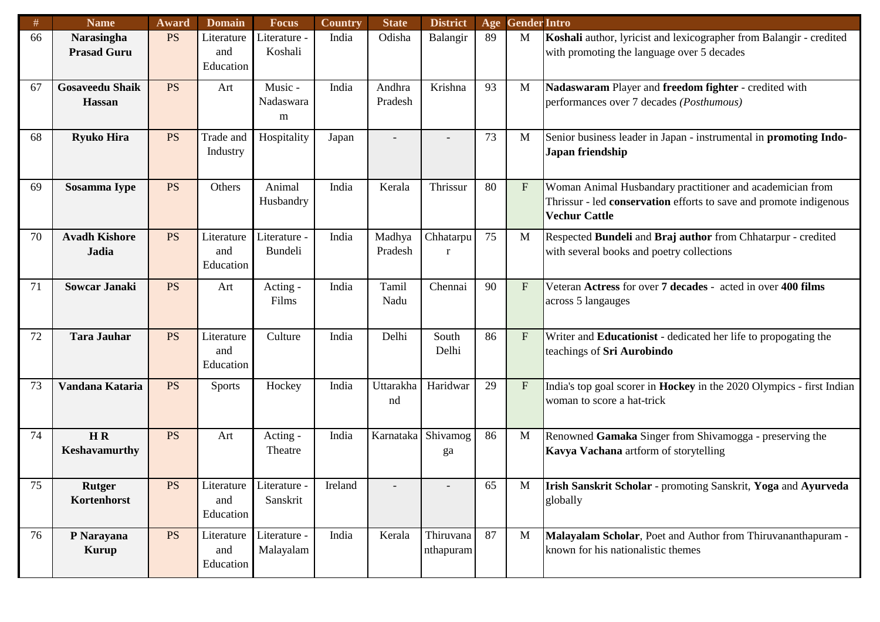| # | Name | Award | Domain | Focus | Country | State | District | Age | Gender | Intro |
|---|---|---|---|---|---|---|---|---|---|---|
| 66 | **Narasingha Prasad Guru** | PS | Literature and Education | Literature - Koshali | India | Odisha | Balangir | 89 | M | **Koshali** author, lyricist and lexicographer from Balangir - credited with promoting the language over 5 decades |
| 67 | **Gosaveedu Shaik Hassan** | PS | Art | Music - Nadaswaram | India | Andhra Pradesh | Krishna | 93 | M | **Nadaswaram** Player and **freedom fighter** - credited with performances over 7 decades *(Posthumous)* |
| 68 | **Ryuko Hira** | PS | Trade and Industry | Hospitality | Japan | - | - | 73 | M | Senior business leader in Japan - instrumental in **promoting Indo-Japan friendship** |
| 69 | **Sosamma Iype** | PS | Others | Animal Husbandry | India | Kerala | Thrissur | 80 | F | Woman Animal Husbandary practitioner and academician from Thrissur - led **conservation** efforts to save and promote indigenous **Vechur Cattle** |
| 70 | **Avadh Kishore Jadia** | PS | Literature and Education | Literature - Bundeli | India | Madhya Pradesh | Chhatarpur | 75 | M | Respected **Bundeli** and **Braj author** from Chhatarpur - credited with several books and poetry collections |
| 71 | **Sowcar Janaki** | PS | Art | Acting - Films | India | Tamil Nadu | Chennai | 90 | F | Veteran **Actress** for over **7 decades** - acted in over **400 films** across 5 langauges |
| 72 | **Tara Jauhar** | PS | Literature and Education | Culture | India | Delhi | South Delhi | 86 | F | Writer and **Educationist** - dedicated her life to propogating the teachings of **Sri Aurobindo** |
| 73 | **Vandana Kataria** | PS | Sports | Hockey | India | Uttarakhand | Haridwar | 29 | F | India's top goal scorer in **Hockey** in the 2020 Olympics - first Indian woman to score a hat-trick |
| 74 | **H R Keshavamurthy** | PS | Art | Acting - Theatre | India | Karnataka | Shivamogga | 86 | M | Renowned **Gamaka** Singer from Shivamogga - preserving the **Kavya Vachana** artform of storytelling |
| 75 | **Rutger Kortenhorst** | PS | Literature and Education | Literature - Sanskrit | Ireland | - | - | 65 | M | **Irish Sanskrit Scholar** - promoting Sanskrit, **Yoga** and **Ayurveda** globally |
| 76 | **P Narayana Kurup** | PS | Literature and Education | Literature - Malayalam | India | Kerala | Thiruvananthapuram | 87 | M | **Malayalam Scholar**, Poet and Author from Thiruvananthapuram - known for his nationalistic themes |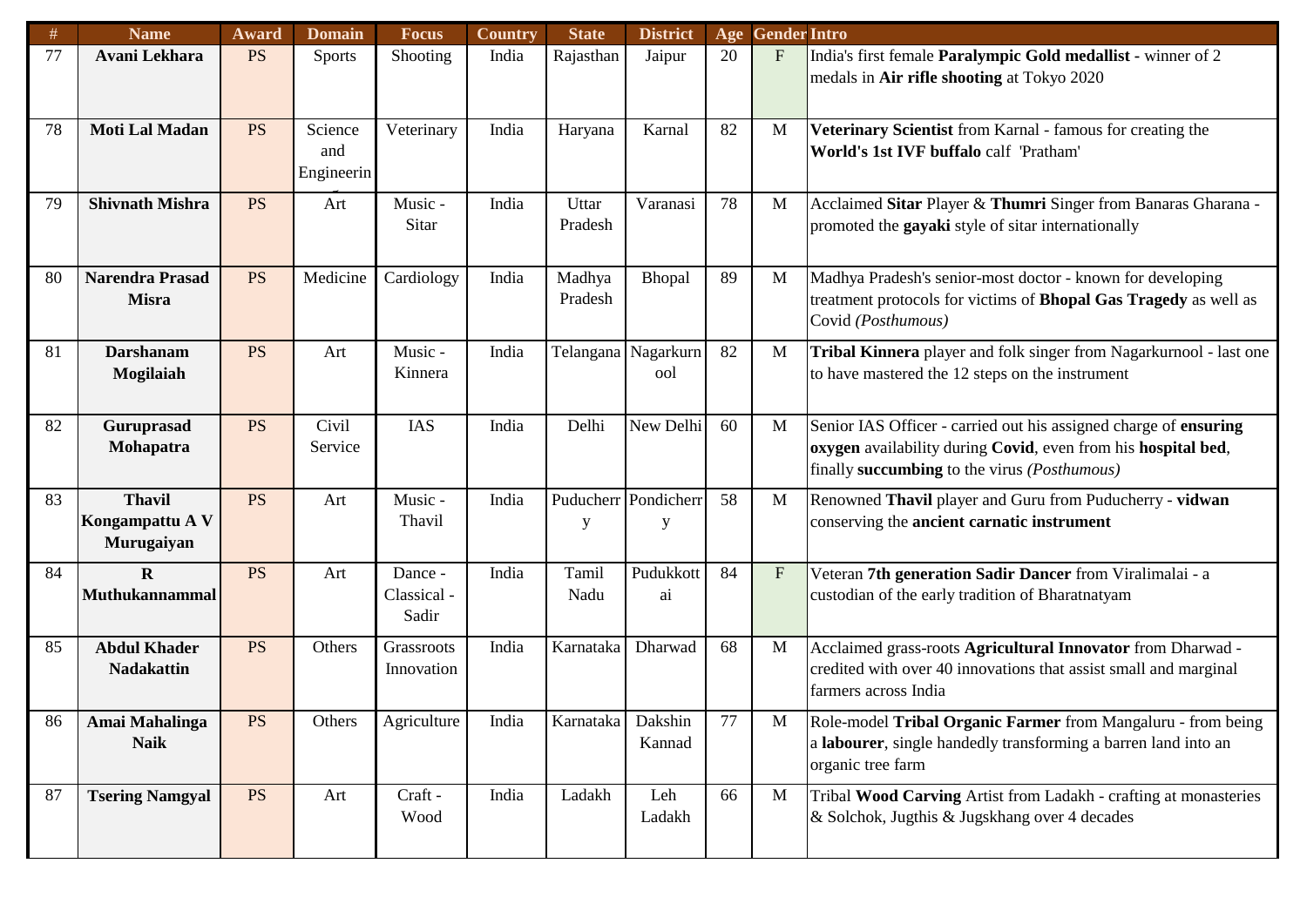| # | Name | Award | Domain | Focus | Country | State | District | Age | Gender | Intro |
|---|---|---|---|---|---|---|---|---|---|---|
| 77 | **Avani Lekhara** | PS | Sports | Shooting | India | Rajasthan | Jaipur | 20 | F | India's first female **Paralympic Gold medallist** - winner of 2 medals in **Air rifle shooting** at Tokyo 2020 |
| 78 | **Moti Lal Madan** | PS | Science and Engineering | Veterinary | India | Haryana | Karnal | 82 | M | **Veterinary Scientist** from Karnal - famous for creating the **World's 1st IVF buffalo** calf 'Pratham' |
| 79 | **Shivnath Mishra** | PS | Art | Music - Sitar | India | Uttar Pradesh | Varanasi | 78 | M | Acclaimed **Sitar** Player & **Thumri** Singer from Banaras Gharana - promoted the **gayaki** style of sitar internationally |
| 80 | **Narendra Prasad Misra** | PS | Medicine | Cardiology | India | Madhya Pradesh | Bhopal | 89 | M | Madhya Pradesh's senior-most doctor - known for developing treatment protocols for victims of **Bhopal Gas Tragedy** as well as Covid *(Posthumous)* |
| 81 | **Darshanam Mogilaiah** | PS | Art | Music - Kinnera | India | Telangana | Nagarkurnool | 82 | M | **Tribal Kinnera** player and folk singer from Nagarkurnool - last one to have mastered the 12 steps on the instrument |
| 82 | **Guruprasad Mohapatra** | PS | Civil Service | IAS | India | Delhi | New Delhi | 60 | M | Senior IAS Officer - carried out his assigned charge of **ensuring oxygen** availability during **Covid**, even from his **hospital bed**, finally **succumbing** to the virus *(Posthumous)* |
| 83 | **Thavil Kongampattu A V Murugaiyan** | PS | Art | Music - Thavil | India | Puducherry | Pondicherry | 58 | M | Renowned **Thavil** player and Guru from Puducherry - **vidwan** conserving the **ancient carnatic instrument** |
| 84 | **R Muthukannammal** | PS | Art | Dance - Classical - Sadir | India | Tamil Nadu | Pudukkottai | 84 | F | Veteran **7th generation Sadir Dancer** from Viralimalai - a custodian of the early tradition of Bharatnatyam |
| 85 | **Abdul Khader Nadakattin** | PS | Others | Grassroots Innovation | India | Karnataka | Dharwad | 68 | M | Acclaimed grass-roots **Agricultural Innovator** from Dharwad - credited with over 40 innovations that assist small and marginal farmers across India |
| 86 | **Amai Mahalinga Naik** | PS | Others | Agriculture | India | Karnataka | Dakshin Kannad | 77 | M | Role-model **Tribal Organic Farmer** from Mangaluru - from being a **labourer**, single handedly transforming a barren land into an organic tree farm |
| 87 | **Tsering Namgyal** | PS | Art | Craft - Wood | India | Ladakh | Leh Ladakh | 66 | M | Tribal **Wood Carving** Artist from Ladakh - crafting at monasteries & Solchok, Jugthis & Jugskhang over 4 decades |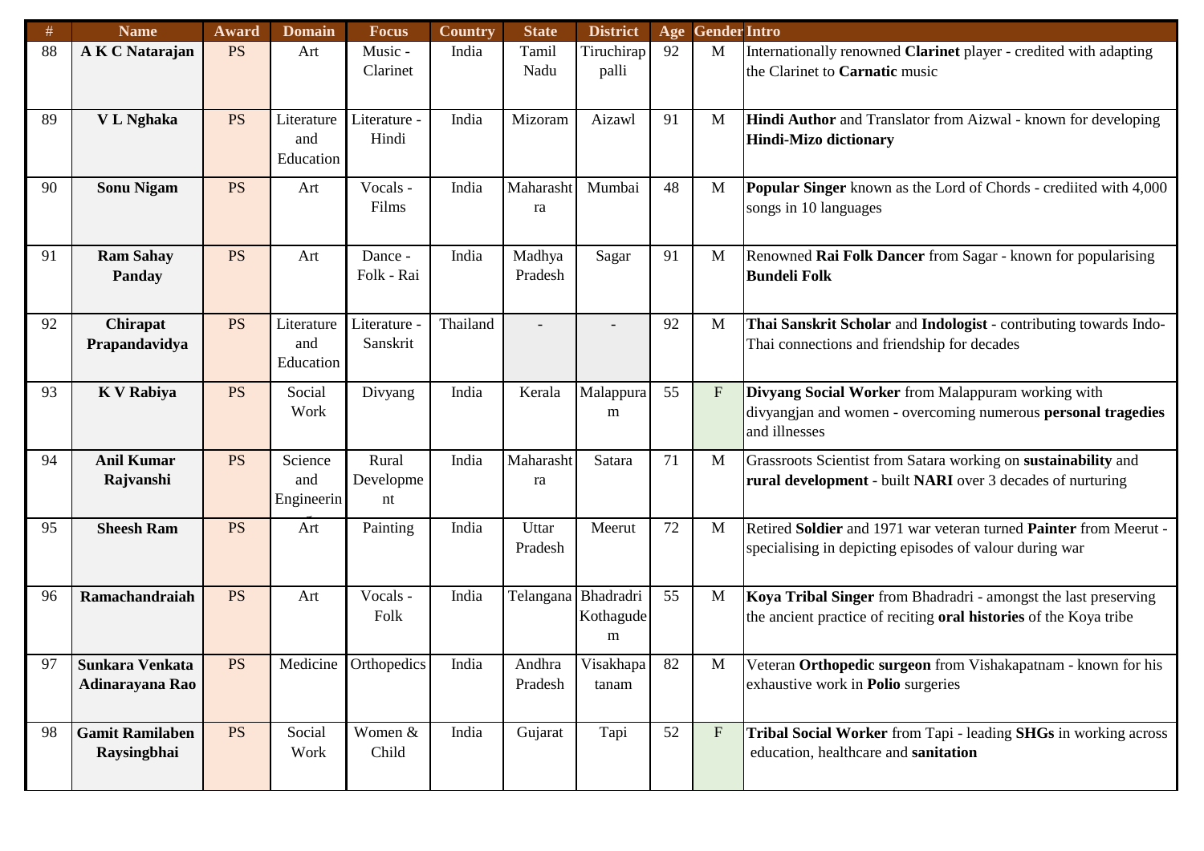| # | Name | Award | Domain | Focus | Country | State | District | Age | Gender | Intro |
|---|---|---|---|---|---|---|---|---|---|---|
| 88 | **A K C Natarajan** | PS | Art | Music - Clarinet | India | Tamil Nadu | Tiruchirappalli | 92 | M | Internationally renowned **Clarinet** player - credited with adapting the Clarinet to **Carnatic** music |
| 89 | **V L Nghaka** | PS | Literature and Education | Literature - Hindi | India | Mizoram | Aizawl | 91 | M | **Hindi Author** and Translator from Aizwal - known for developing **Hindi-Mizo dictionary** |
| 90 | **Sonu Nigam** | PS | Art | Vocals - Films | India | Maharashtra | Mumbai | 48 | M | **Popular Singer** known as the Lord of Chords - crediited with 4,000 songs in 10 languages |
| 91 | **Ram Sahay Panday** | PS | Art | Dance - Folk - Rai | India | Madhya Pradesh | Sagar | 91 | M | Renowned **Rai Folk Dancer** from Sagar - known for popularising **Bundeli Folk** |
| 92 | **Chirapat Prapandavidya** | PS | Literature and Education | Literature - Sanskrit | Thailand | - | - | 92 | M | **Thai Sanskrit Scholar** and **Indologist** - contributing towards Indo-Thai connections and friendship for decades |
| 93 | **K V Rabiya** | PS | Social Work | Divyang | India | Kerala | Malappuram | 55 | F | **Divyang Social Worker** from Malappuram working with divyangjan and women - overcoming numerous **personal tragedies** and illnesses |
| 94 | **Anil Kumar Rajvanshi** | PS | Science and Engineering | Rural Development | India | Maharashtra | Satara | 71 | M | Grassroots Scientist from Satara working on **sustainability** and **rural development** - built **NARI** over 3 decades of nurturing |
| 95 | **Sheesh Ram** | PS | Art | Painting | India | Uttar Pradesh | Meerut | 72 | M | Retired **Soldier** and 1971 war veteran turned **Painter** from Meerut - specialising in depicting episodes of valour during war |
| 96 | **Ramachandraiah** | PS | Art | Vocals - Folk | India | Telangana | Bhadradri Kothagudem | 55 | M | **Koya Tribal Singer** from Bhadradri - amongst the last preserving the ancient practice of reciting **oral histories** of the Koya tribe |
| 97 | **Sunkara Venkata Adinarayana Rao** | PS | Medicine | Orthopedics | India | Andhra Pradesh | Visakhapatanam | 82 | M | Veteran **Orthopedic surgeon** from Vishakapatnam - known for his exhaustive work in **Polio** surgeries |
| 98 | **Gamit Ramilaben Raysingbhai** | PS | Social Work | Women & Child | India | Gujarat | Tapi | 52 | F | **Tribal Social Worker** from Tapi - leading **SHGs** in working across education, healthcare and **sanitation** |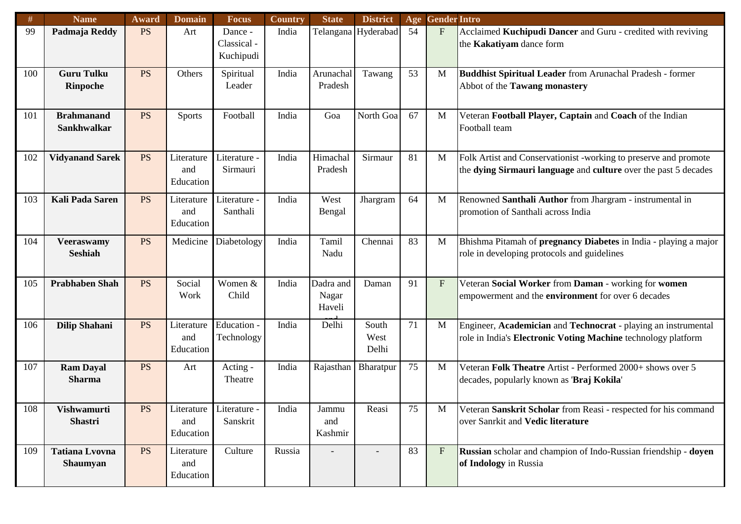| # | Name | Award | Domain | Focus | Country | State | District | Age | Gender | Intro |
|---|---|---|---|---|---|---|---|---|---|---|
| 99 | **Padmaja Reddy** | PS | Art | Dance - Classical - Kuchipudi | India | Telangana | Hyderabad | 54 | F | Acclaimed **Kuchipudi Dancer** and Guru - credited with reviving the **Kakatiyam** dance form |
| 100 | **Guru Tulku Rinpoche** | PS | Others | Spiritual Leader | India | Arunachal Pradesh | Tawang | 53 | M | **Buddhist Spiritual Leader** from Arunachal Pradesh - former Abbot of the **Tawang monastery** |
| 101 | **Brahmanand Sankhwalkar** | PS | Sports | Football | India | Goa | North Goa | 67 | M | Veteran **Football Player, Captain** and **Coach** of the Indian Football team |
| 102 | **Vidyanand Sarek** | PS | Literature and Education | Literature - Sirmauri | India | Himachal Pradesh | Sirmaur | 81 | M | Folk Artist and Conservationist -working to preserve and promote the **dying Sirmauri language** and **culture** over the past 5 decades |
| 103 | **Kali Pada Saren** | PS | Literature and Education | Literature - Santhali | India | West Bengal | Jhargram | 64 | M | Renowned **Santhali Author** from Jhargram - instrumental in promotion of Santhali across India |
| 104 | **Veeraswamy Seshiah** | PS | Medicine | Diabetology | India | Tamil Nadu | Chennai | 83 | M | Bhishma Pitamah of **pregnancy Diabetes** in India - playing a major role in developing protocols and guidelines |
| 105 | **Prabhaben Shah** | PS | Social Work | Women & Child | India | Dadra and Nagar Haveli and | Daman | 91 | F | Veteran **Social Worker** from **Daman** - working for **women** empowerment and the **environment** for over 6 decades |
| 106 | **Dilip Shahani** | PS | Literature and Education | Education - Technology | India | Delhi | South West Delhi | 71 | M | Engineer, **Academician** and **Technocrat** - playing an instrumental role in India's **Electronic Voting Machine** technology platform |
| 107 | **Ram Dayal Sharma** | PS | Art | Acting - Theatre | India | Rajasthan | Bharatpur | 75 | M | Veteran **Folk Theatre** Artist - Performed 2000+ shows over 5 decades, popularly known as '**Braj Kokila**' |
| 108 | **Vishwamurti Shastri** | PS | Literature and Education | Literature - Sanskrit | India | Jammu and Kashmir | Reasi | 75 | M | Veteran **Sanskrit Scholar** from Reasi - respected for his command over Sanrkit and **Vedic literature** |
| 109 | **Tatiana Lvovna Shaumyan** | PS | Literature and Education | Culture | Russia | - | - | 83 | F | **Russian** scholar and champion of Indo-Russian friendship - **doyen of Indology** in Russia |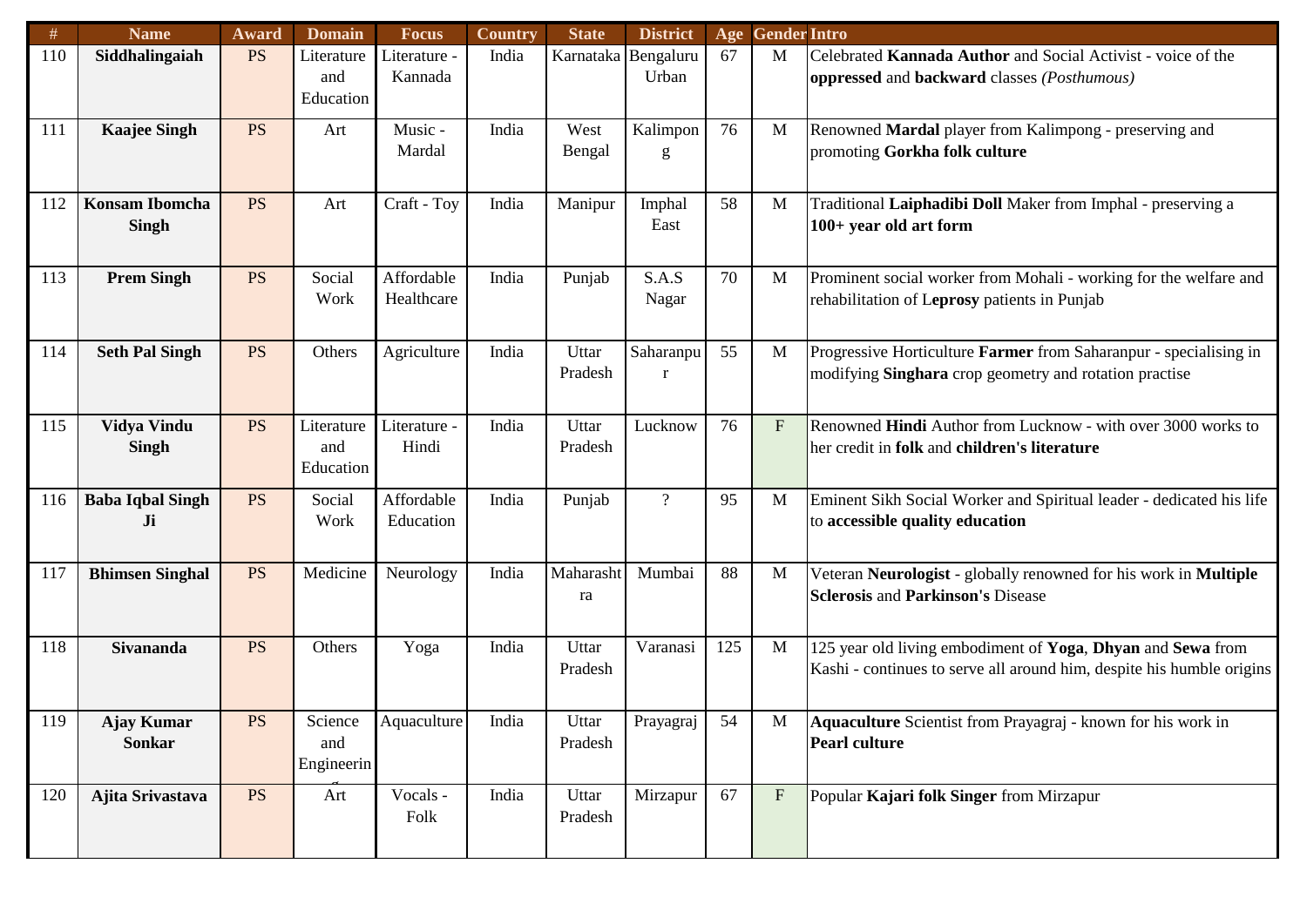| # | Name | Award | Domain | Focus | Country | State | District | Age | Gender | Intro |
|---|---|---|---|---|---|---|---|---|---|---|
| 110 | **Siddhalingaiah** | PS | Literature and Education | Literature - Kannada | India | Karnataka | Bengaluru Urban | 67 | M | Celebrated **Kannada Author** and Social Activist - voice of the **oppressed** and **backward** classes *(Posthumous)* |
| 111 | **Kaajee Singh** | PS | Art | Music - Mardal | India | West Bengal | Kalimpong | 76 | M | Renowned **Mardal** player from Kalimpong - preserving and promoting **Gorkha folk culture** |
| 112 | **Konsam Ibomcha Singh** | PS | Art | Craft - Toy | India | Manipur | Imphal East | 58 | M | Traditional **Laiphadibi Doll** Maker from Imphal - preserving a **100+ year old art form** |
| 113 | **Prem Singh** | PS | Social Work | Affordable Healthcare | India | Punjab | S.A.S Nagar | 70 | M | Prominent social worker from Mohali - working for the welfare and rehabilitation of L**eprosy** patients in Punjab |
| 114 | **Seth Pal Singh** | PS | Others | Agriculture | India | Uttar Pradesh | Saharanpur | 55 | M | Progressive Horticulture **Farmer** from Saharanpur - specialising in modifying **Singhara** crop geometry and rotation practise |
| 115 | **Vidya Vindu Singh** | PS | Literature and Education | Literature - Hindi | India | Uttar Pradesh | Lucknow | 76 | F | Renowned **Hindi** Author from Lucknow - with over 3000 works to her credit in **folk** and **children's literature** |
| 116 | **Baba Iqbal Singh Ji** | PS | Social Work | Affordable Education | India | Punjab | ? | 95 | M | Eminent Sikh Social Worker and Spiritual leader - dedicated his life to **accessible quality education** |
| 117 | **Bhimsen Singhal** | PS | Medicine | Neurology | India | Maharashtra | Mumbai | 88 | M | Veteran **Neurologist** - globally renowned for his work in **Multiple Sclerosis** and **Parkinson's** Disease |
| 118 | **Sivananda** | PS | Others | Yoga | India | Uttar Pradesh | Varanasi | 125 | M | 125 year old living embodiment of **Yoga**, **Dhyan** and **Sewa** from Kashi - continues to serve all around him, despite his humble origins |
| 119 | **Ajay Kumar Sonkar** | PS | Science and Engineering | Aquaculture | India | Uttar Pradesh | Prayagraj | 54 | M | **Aquaculture** Scientist from Prayagraj - known for his work in **Pearl culture** |
| 120 | **Ajita Srivastava** | PS | Art | Vocals - Folk | India | Uttar Pradesh | Mirzapur | 67 | F | Popular **Kajari folk Singer** from Mirzapur |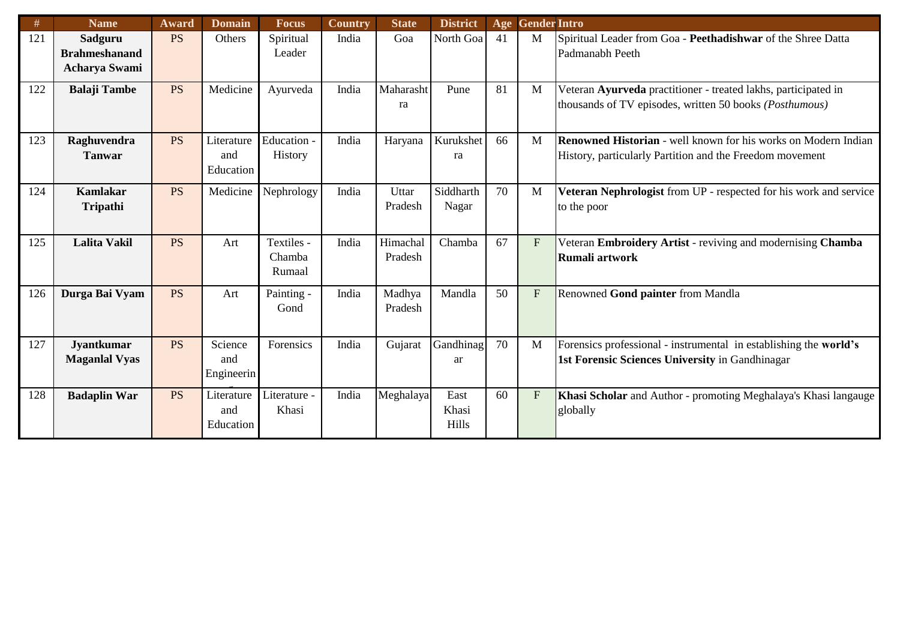| # | Name | Award | Domain | Focus | Country | State | District | Age | Gender | Intro |
|---|---|---|---|---|---|---|---|---|---|---|
| 121 | **Sadguru Brahmeshanand Acharya Swami** | PS | Others | Spiritual Leader | India | Goa | North Goa | 41 | M | Spiritual Leader from Goa - **Peethadishwar** of the Shree Datta Padmanabh Peeth |
| 122 | **Balaji Tambe** | PS | Medicine | Ayurveda | India | Maharashtra | Pune | 81 | M | Veteran **Ayurveda** practitioner - treated lakhs, participated in thousands of TV episodes, written 50 books *(Posthumous)* |
| 123 | **Raghuvendra Tanwar** | PS | Literature and Education | Education - History | India | Haryana | Kurukshetra | 66 | M | **Renowned Historian** - well known for his works on Modern Indian History, particularly Partition and the Freedom movement |
| 124 | **Kamlakar Tripathi** | PS | Medicine | Nephrology | India | Uttar Pradesh | Siddharth Nagar | 70 | M | **Veteran Nephrologist** from UP - respected for his work and service to the poor |
| 125 | **Lalita Vakil** | PS | Art | Textiles - Chamba Rumaal | India | Himachal Pradesh | Chamba | 67 | F | Veteran **Embroidery Artist** - reviving and modernising **Chamba Rumali artwork** |
| 126 | **Durga Bai Vyam** | PS | Art | Painting - Gond | India | Madhya Pradesh | Mandla | 50 | F | Renowned **Gond painter** from Mandla |
| 127 | **Jyantkumar Maganlal Vyas** | PS | Science and Engineering | Forensics | India | Gujarat | Gandhinagar | 70 | M | Forensics professional - instrumental in establishing the **world's 1st Forensic Sciences University** in Gandhinagar |
| 128 | **Badaplin War** | PS | Literature and Education | Literature - Khasi | India | Meghalaya | East Khasi Hills | 60 | F | **Khasi Scholar** and Author - promoting Meghalaya's Khasi langauge globally |